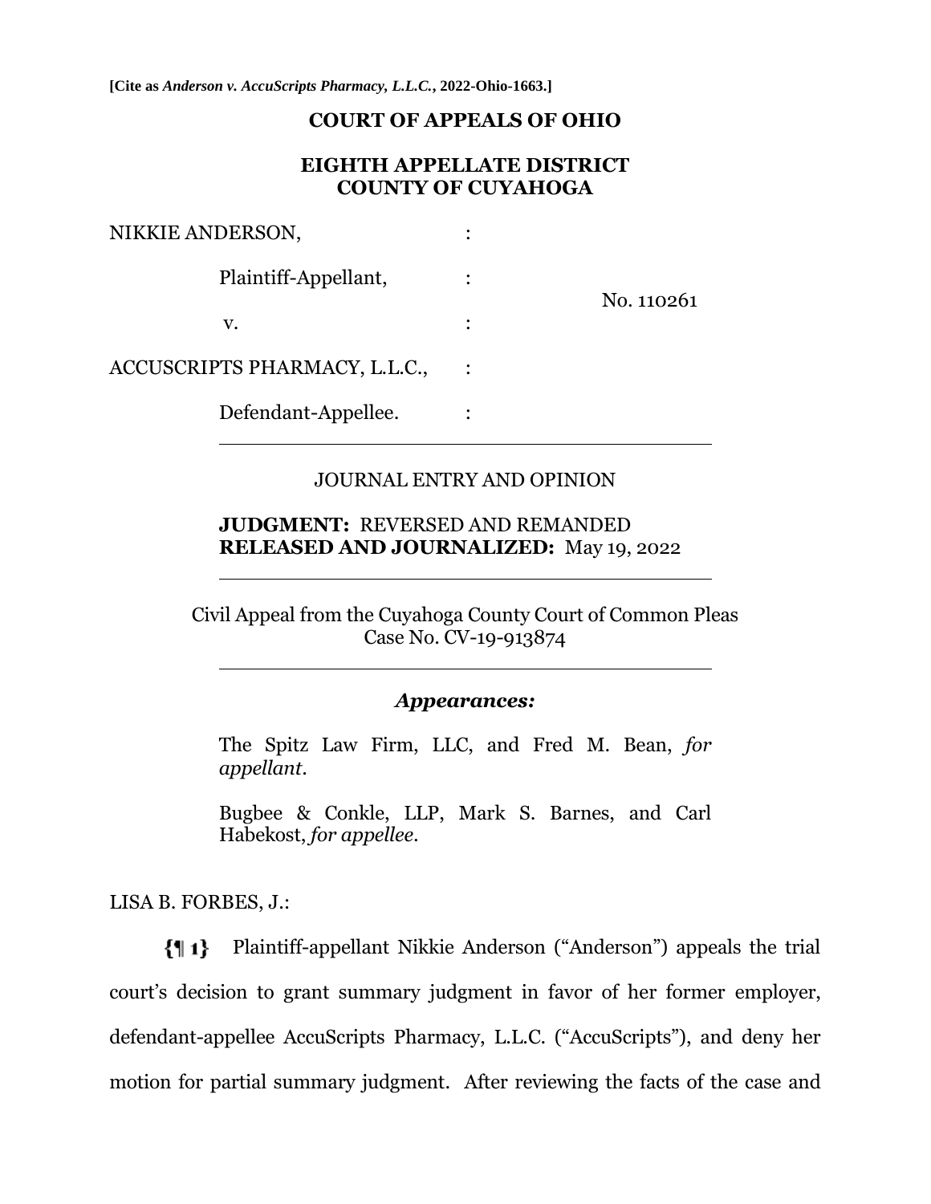**[Cite as *Anderson v. AccuScripts Pharmacy, L.L.C.*, 2022-Ohio-1663.]**

# COURT OF APPEALS OF OHIO

## EIGHTH APPELLATE DISTRICT
## COUNTY OF CUYAHOGA

NIKKIE ANDERSON, :

Plaintiff-Appellant, :

No. 110261

v. :

ACCUSCRIPTS PHARMACY, L.L.C., :

Defendant-Appellee. :

---

JOURNAL ENTRY AND OPINION

**JUDGMENT:** REVERSED AND REMANDED
**RELEASED AND JOURNALIZED:** May 19, 2022

---

Civil Appeal from the Cuyahoga County Court of Common Pleas
Case No. CV-19-913874

---

***Appearances:***

The Spitz Law Firm, LLC, and Fred M. Bean, *for appellant*.

Bugbee & Conkle, LLP, Mark S. Barnes, and Carl Habekost, *for appellee*.

LISA B. FORBES, J.:

**{¶ 1}** Plaintiff-appellant Nikkie Anderson ("Anderson") appeals the trial court's decision to grant summary judgment in favor of her former employer, defendant-appellee AccuScripts Pharmacy, L.L.C. ("AccuScripts"), and deny her motion for partial summary judgment. After reviewing the facts of the case and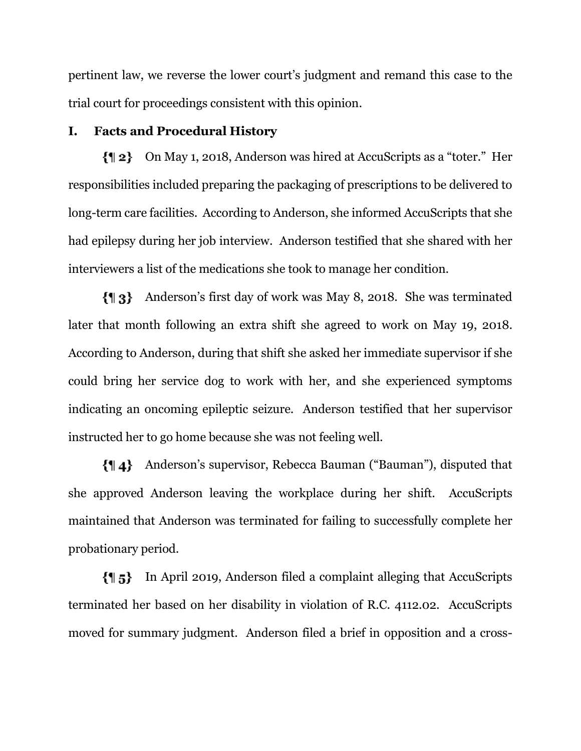pertinent law, we reverse the lower court's judgment and remand this case to the trial court for proceedings consistent with this opinion.

## I. Facts and Procedural History

{¶ 2} On May 1, 2018, Anderson was hired at AccuScripts as a "toter." Her responsibilities included preparing the packaging of prescriptions to be delivered to long-term care facilities. According to Anderson, she informed AccuScripts that she had epilepsy during her job interview. Anderson testified that she shared with her interviewers a list of the medications she took to manage her condition.

{¶ 3} Anderson's first day of work was May 8, 2018. She was terminated later that month following an extra shift she agreed to work on May 19, 2018. According to Anderson, during that shift she asked her immediate supervisor if she could bring her service dog to work with her, and she experienced symptoms indicating an oncoming epileptic seizure. Anderson testified that her supervisor instructed her to go home because she was not feeling well.

{¶ 4} Anderson's supervisor, Rebecca Bauman ("Bauman"), disputed that she approved Anderson leaving the workplace during her shift. AccuScripts maintained that Anderson was terminated for failing to successfully complete her probationary period.

{¶ 5} In April 2019, Anderson filed a complaint alleging that AccuScripts terminated her based on her disability in violation of R.C. 4112.02. AccuScripts moved for summary judgment. Anderson filed a brief in opposition and a cross-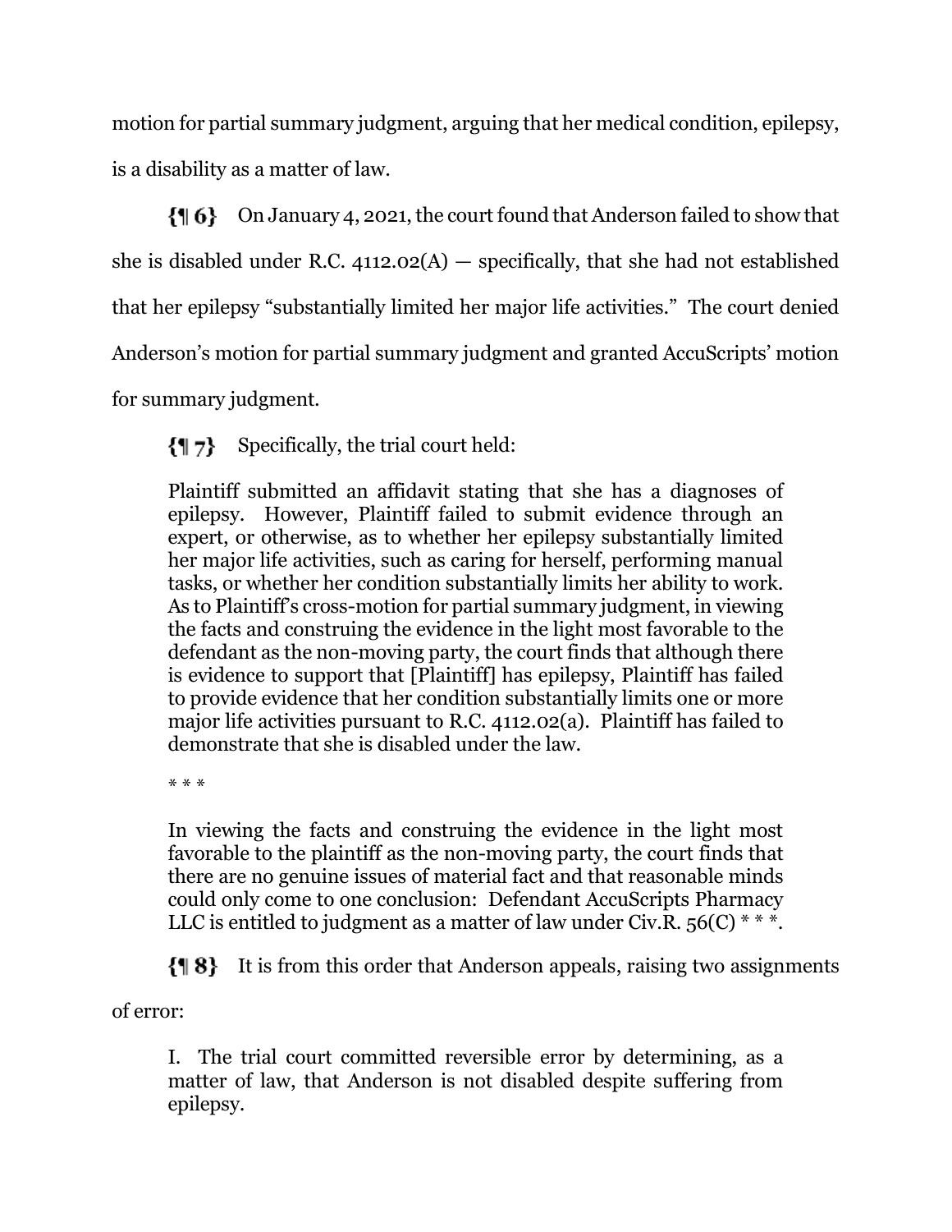motion for partial summary judgment, arguing that her medical condition, epilepsy, is a disability as a matter of law.

{¶ 6} On January 4, 2021, the court found that Anderson failed to show that she is disabled under R.C. 4112.02(A) — specifically, that she had not established that her epilepsy "substantially limited her major life activities." The court denied Anderson's motion for partial summary judgment and granted AccuScripts' motion for summary judgment.

{¶ 7} Specifically, the trial court held:

> Plaintiff submitted an affidavit stating that she has a diagnoses of epilepsy. However, Plaintiff failed to submit evidence through an expert, or otherwise, as to whether her epilepsy substantially limited her major life activities, such as caring for herself, performing manual tasks, or whether her condition substantially limits her ability to work. As to Plaintiff's cross-motion for partial summary judgment, in viewing the facts and construing the evidence in the light most favorable to the defendant as the non-moving party, the court finds that although there is evidence to support that [Plaintiff] has epilepsy, Plaintiff has failed to provide evidence that her condition substantially limits one or more major life activities pursuant to R.C. 4112.02(a). Plaintiff has failed to demonstrate that she is disabled under the law.
>
> * * *
>
> In viewing the facts and construing the evidence in the light most favorable to the plaintiff as the non-moving party, the court finds that there are no genuine issues of material fact and that reasonable minds could only come to one conclusion: Defendant AccuScripts Pharmacy LLC is entitled to judgment as a matter of law under Civ.R. 56(C) * * *.

{¶ 8} It is from this order that Anderson appeals, raising two assignments of error:

> I. The trial court committed reversible error by determining, as a matter of law, that Anderson is not disabled despite suffering from epilepsy.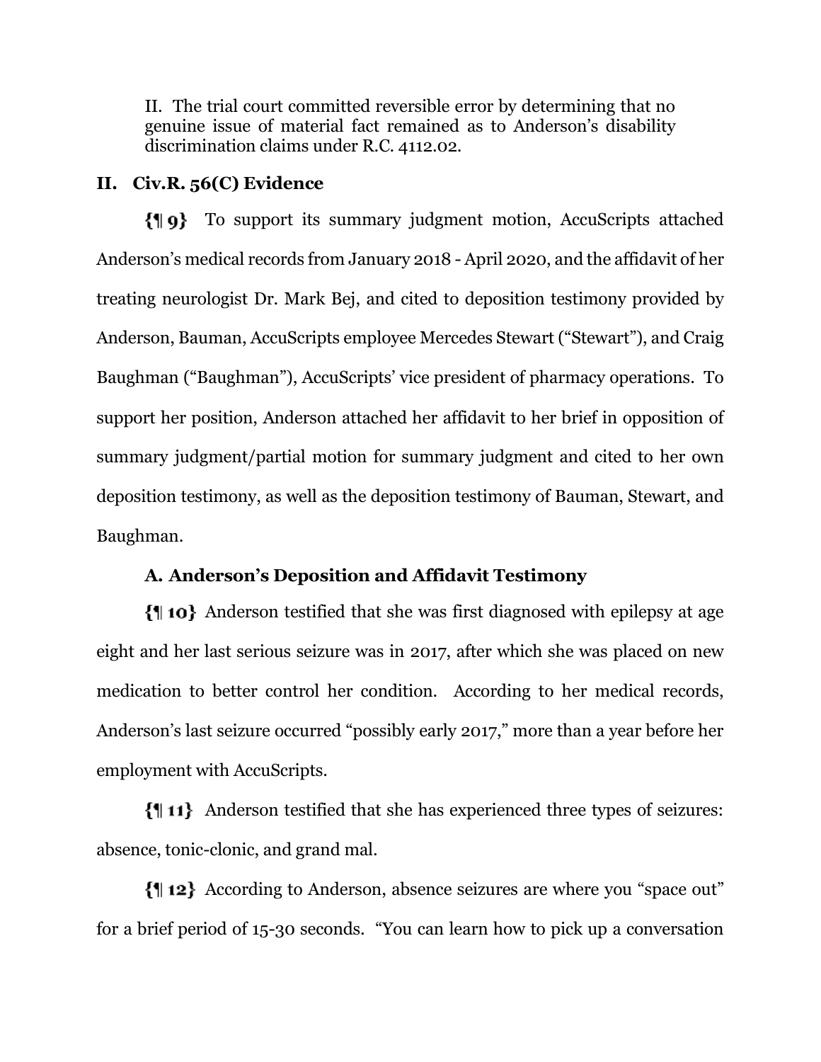II. The trial court committed reversible error by determining that no genuine issue of material fact remained as to Anderson's disability discrimination claims under R.C. 4112.02.

## II. Civ.R. 56(C) Evidence

{¶ 9} To support its summary judgment motion, AccuScripts attached Anderson's medical records from January 2018 - April 2020, and the affidavit of her treating neurologist Dr. Mark Bej, and cited to deposition testimony provided by Anderson, Bauman, AccuScripts employee Mercedes Stewart ("Stewart"), and Craig Baughman ("Baughman"), AccuScripts' vice president of pharmacy operations. To support her position, Anderson attached her affidavit to her brief in opposition of summary judgment/partial motion for summary judgment and cited to her own deposition testimony, as well as the deposition testimony of Bauman, Stewart, and Baughman.

### A. Anderson's Deposition and Affidavit Testimony

{¶ 10} Anderson testified that she was first diagnosed with epilepsy at age eight and her last serious seizure was in 2017, after which she was placed on new medication to better control her condition. According to her medical records, Anderson's last seizure occurred "possibly early 2017," more than a year before her employment with AccuScripts.

{¶ 11} Anderson testified that she has experienced three types of seizures: absence, tonic-clonic, and grand mal.

{¶ 12} According to Anderson, absence seizures are where you "space out" for a brief period of 15-30 seconds. "You can learn how to pick up a conversation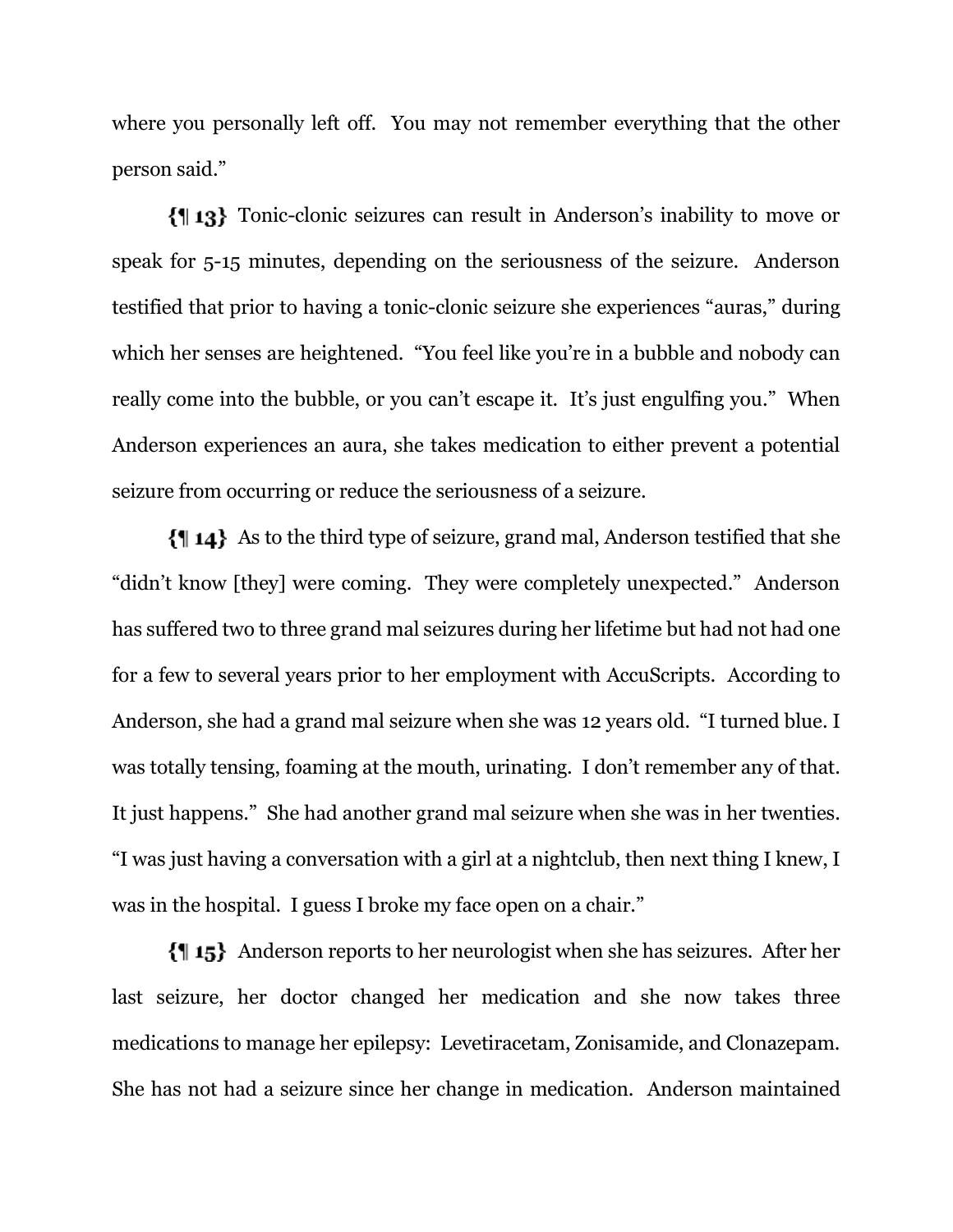where you personally left off. You may not remember everything that the other person said."

{¶ 13} Tonic-clonic seizures can result in Anderson's inability to move or speak for 5-15 minutes, depending on the seriousness of the seizure. Anderson testified that prior to having a tonic-clonic seizure she experiences "auras," during which her senses are heightened. "You feel like you're in a bubble and nobody can really come into the bubble, or you can't escape it. It's just engulfing you." When Anderson experiences an aura, she takes medication to either prevent a potential seizure from occurring or reduce the seriousness of a seizure.

{¶ 14} As to the third type of seizure, grand mal, Anderson testified that she "didn't know [they] were coming. They were completely unexpected." Anderson has suffered two to three grand mal seizures during her lifetime but had not had one for a few to several years prior to her employment with AccuScripts. According to Anderson, she had a grand mal seizure when she was 12 years old. "I turned blue. I was totally tensing, foaming at the mouth, urinating. I don't remember any of that. It just happens." She had another grand mal seizure when she was in her twenties. "I was just having a conversation with a girl at a nightclub, then next thing I knew, I was in the hospital. I guess I broke my face open on a chair."

{¶ 15} Anderson reports to her neurologist when she has seizures. After her last seizure, her doctor changed her medication and she now takes three medications to manage her epilepsy: Levetiracetam, Zonisamide, and Clonazepam. She has not had a seizure since her change in medication. Anderson maintained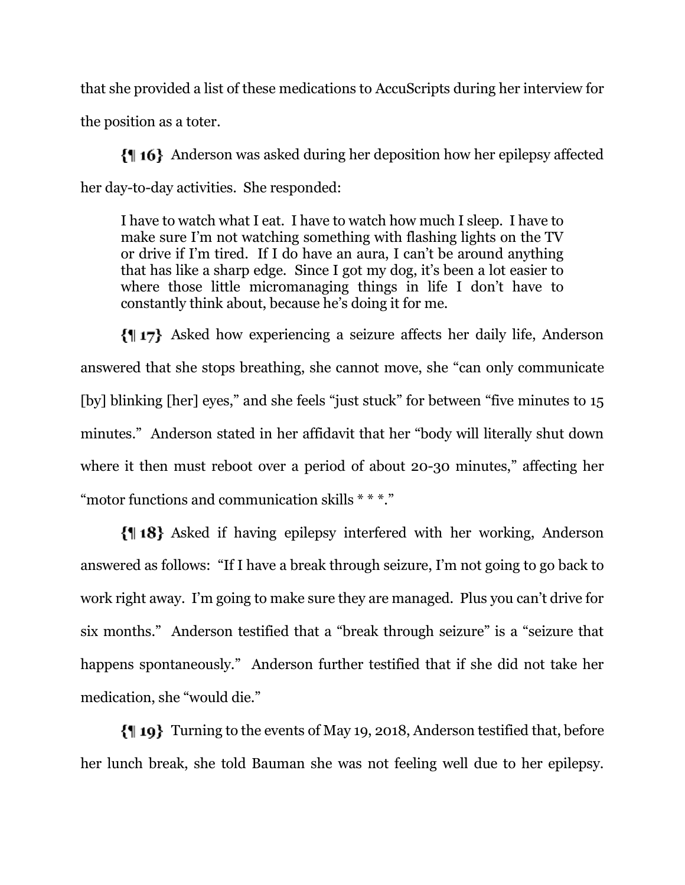that she provided a list of these medications to AccuScripts during her interview for the position as a toter.

{¶ 16} Anderson was asked during her deposition how her epilepsy affected her day-to-day activities. She responded:

> I have to watch what I eat. I have to watch how much I sleep. I have to make sure I'm not watching something with flashing lights on the TV or drive if I'm tired. If I do have an aura, I can't be around anything that has like a sharp edge. Since I got my dog, it's been a lot easier to where those little micromanaging things in life I don't have to constantly think about, because he's doing it for me.

{¶ 17} Asked how experiencing a seizure affects her daily life, Anderson answered that she stops breathing, she cannot move, she "can only communicate [by] blinking [her] eyes," and she feels "just stuck" for between "five minutes to 15 minutes." Anderson stated in her affidavit that her "body will literally shut down where it then must reboot over a period of about 20-30 minutes," affecting her "motor functions and communication skills * * *."

{¶ 18} Asked if having epilepsy interfered with her working, Anderson answered as follows: "If I have a break through seizure, I'm not going to go back to work right away. I'm going to make sure they are managed. Plus you can't drive for six months." Anderson testified that a "break through seizure" is a "seizure that happens spontaneously." Anderson further testified that if she did not take her medication, she "would die."

{¶ 19} Turning to the events of May 19, 2018, Anderson testified that, before her lunch break, she told Bauman she was not feeling well due to her epilepsy.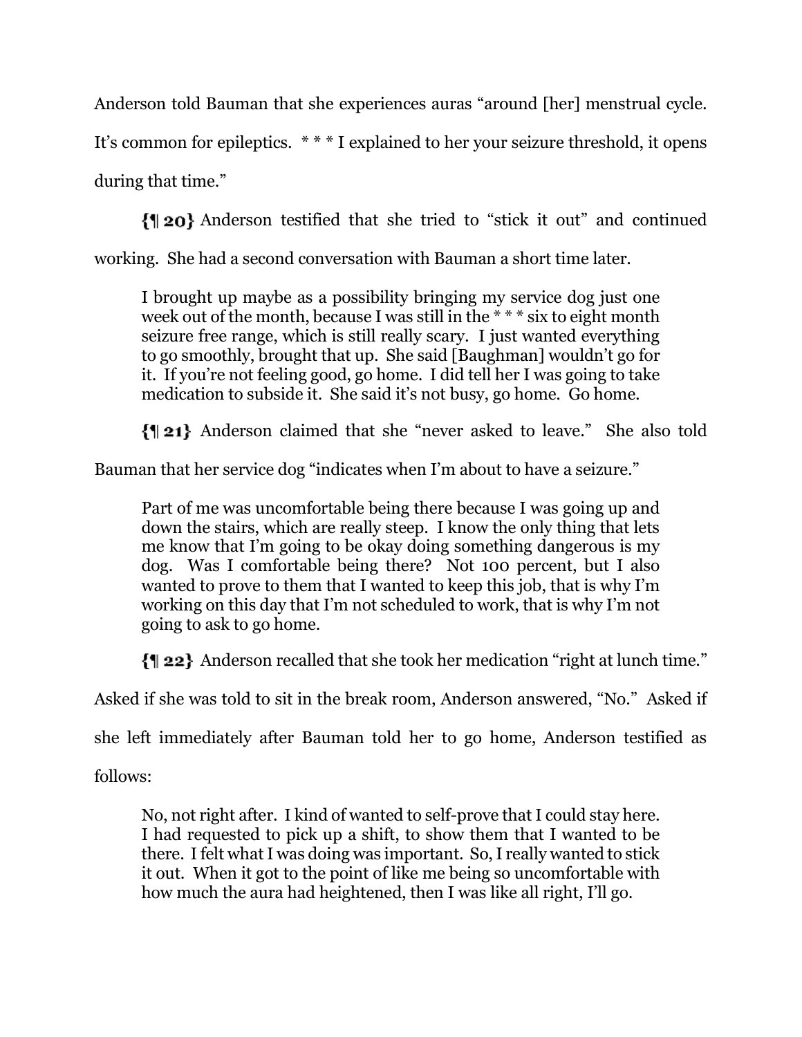Anderson told Bauman that she experiences auras "around [her] menstrual cycle. It's common for epileptics. * * * I explained to her your seizure threshold, it opens during that time."

**{¶ 20}** Anderson testified that she tried to "stick it out" and continued working. She had a second conversation with Bauman a short time later.

> I brought up maybe as a possibility bringing my service dog just one week out of the month, because I was still in the * * * six to eight month seizure free range, which is still really scary. I just wanted everything to go smoothly, brought that up. She said [Baughman] wouldn't go for it. If you're not feeling good, go home. I did tell her I was going to take medication to subside it. She said it's not busy, go home. Go home.

**{¶ 21}** Anderson claimed that she "never asked to leave." She also told Bauman that her service dog "indicates when I'm about to have a seizure."

> Part of me was uncomfortable being there because I was going up and down the stairs, which are really steep. I know the only thing that lets me know that I'm going to be okay doing something dangerous is my dog. Was I comfortable being there? Not 100 percent, but I also wanted to prove to them that I wanted to keep this job, that is why I'm working on this day that I'm not scheduled to work, that is why I'm not going to ask to go home.

**{¶ 22}** Anderson recalled that she took her medication "right at lunch time." Asked if she was told to sit in the break room, Anderson answered, "No." Asked if she left immediately after Bauman told her to go home, Anderson testified as follows:

> No, not right after. I kind of wanted to self-prove that I could stay here. I had requested to pick up a shift, to show them that I wanted to be there. I felt what I was doing was important. So, I really wanted to stick it out. When it got to the point of like me being so uncomfortable with how much the aura had heightened, then I was like all right, I'll go.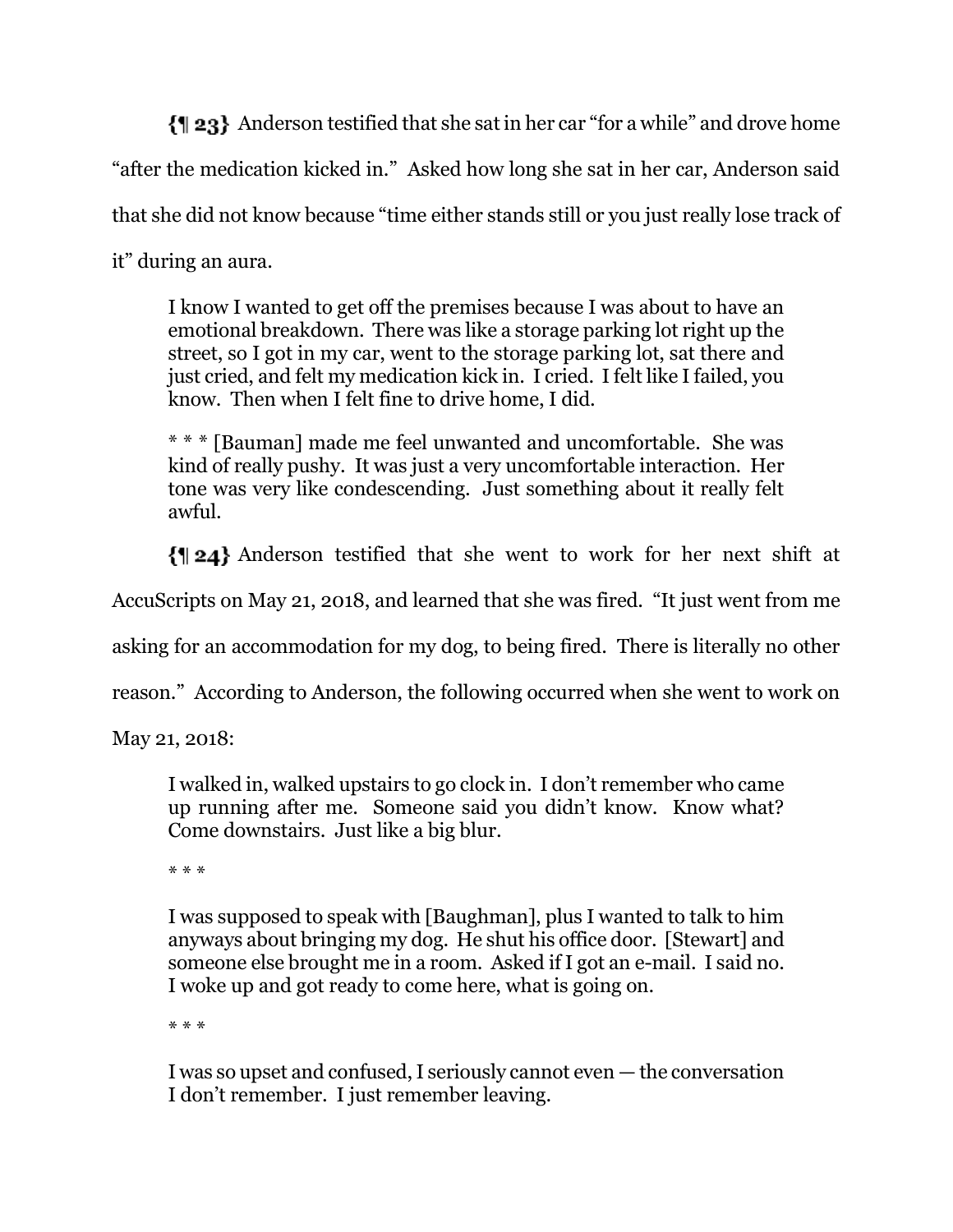**{¶ 23}** Anderson testified that she sat in her car "for a while" and drove home "after the medication kicked in." Asked how long she sat in her car, Anderson said that she did not know because "time either stands still or you just really lose track of it" during an aura.

> I know I wanted to get off the premises because I was about to have an emotional breakdown. There was like a storage parking lot right up the street, so I got in my car, went to the storage parking lot, sat there and just cried, and felt my medication kick in. I cried. I felt like I failed, you know. Then when I felt fine to drive home, I did.
>
> * * * [Bauman] made me feel unwanted and uncomfortable. She was kind of really pushy. It was just a very uncomfortable interaction. Her tone was very like condescending. Just something about it really felt awful.

**{¶ 24}** Anderson testified that she went to work for her next shift at AccuScripts on May 21, 2018, and learned that she was fired. "It just went from me asking for an accommodation for my dog, to being fired. There is literally no other reason." According to Anderson, the following occurred when she went to work on May 21, 2018:

> I walked in, walked upstairs to go clock in. I don't remember who came up running after me. Someone said you didn't know. Know what? Come downstairs. Just like a big blur.
>
> * * *
>
> I was supposed to speak with [Baughman], plus I wanted to talk to him anyways about bringing my dog. He shut his office door. [Stewart] and someone else brought me in a room. Asked if I got an e-mail. I said no. I woke up and got ready to come here, what is going on.
>
> * * *
>
> I was so upset and confused, I seriously cannot even — the conversation I don't remember. I just remember leaving.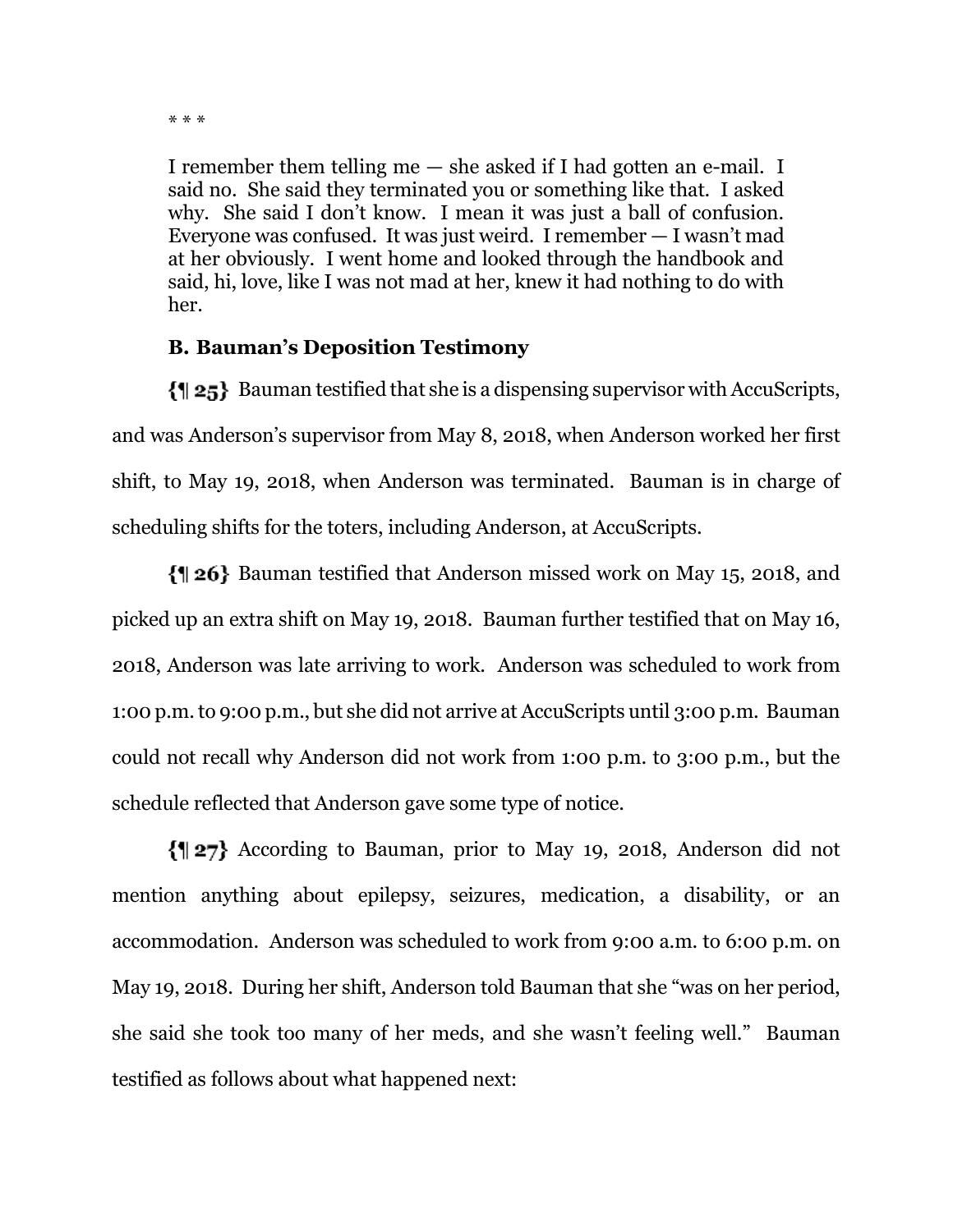\* \* \*

> I remember them telling me — she asked if I had gotten an e-mail. I said no. She said they terminated you or something like that. I asked why. She said I don't know. I mean it was just a ball of confusion. Everyone was confused. It was just weird. I remember — I wasn't mad at her obviously. I went home and looked through the handbook and said, hi, love, like I was not mad at her, knew it had nothing to do with her.

### B. Bauman's Deposition Testimony

{¶ 25} Bauman testified that she is a dispensing supervisor with AccuScripts, and was Anderson's supervisor from May 8, 2018, when Anderson worked her first shift, to May 19, 2018, when Anderson was terminated. Bauman is in charge of scheduling shifts for the toters, including Anderson, at AccuScripts.

{¶ 26} Bauman testified that Anderson missed work on May 15, 2018, and picked up an extra shift on May 19, 2018. Bauman further testified that on May 16, 2018, Anderson was late arriving to work. Anderson was scheduled to work from 1:00 p.m. to 9:00 p.m., but she did not arrive at AccuScripts until 3:00 p.m. Bauman could not recall why Anderson did not work from 1:00 p.m. to 3:00 p.m., but the schedule reflected that Anderson gave some type of notice.

{¶ 27} According to Bauman, prior to May 19, 2018, Anderson did not mention anything about epilepsy, seizures, medication, a disability, or an accommodation. Anderson was scheduled to work from 9:00 a.m. to 6:00 p.m. on May 19, 2018. During her shift, Anderson told Bauman that she "was on her period, she said she took too many of her meds, and she wasn't feeling well." Bauman testified as follows about what happened next: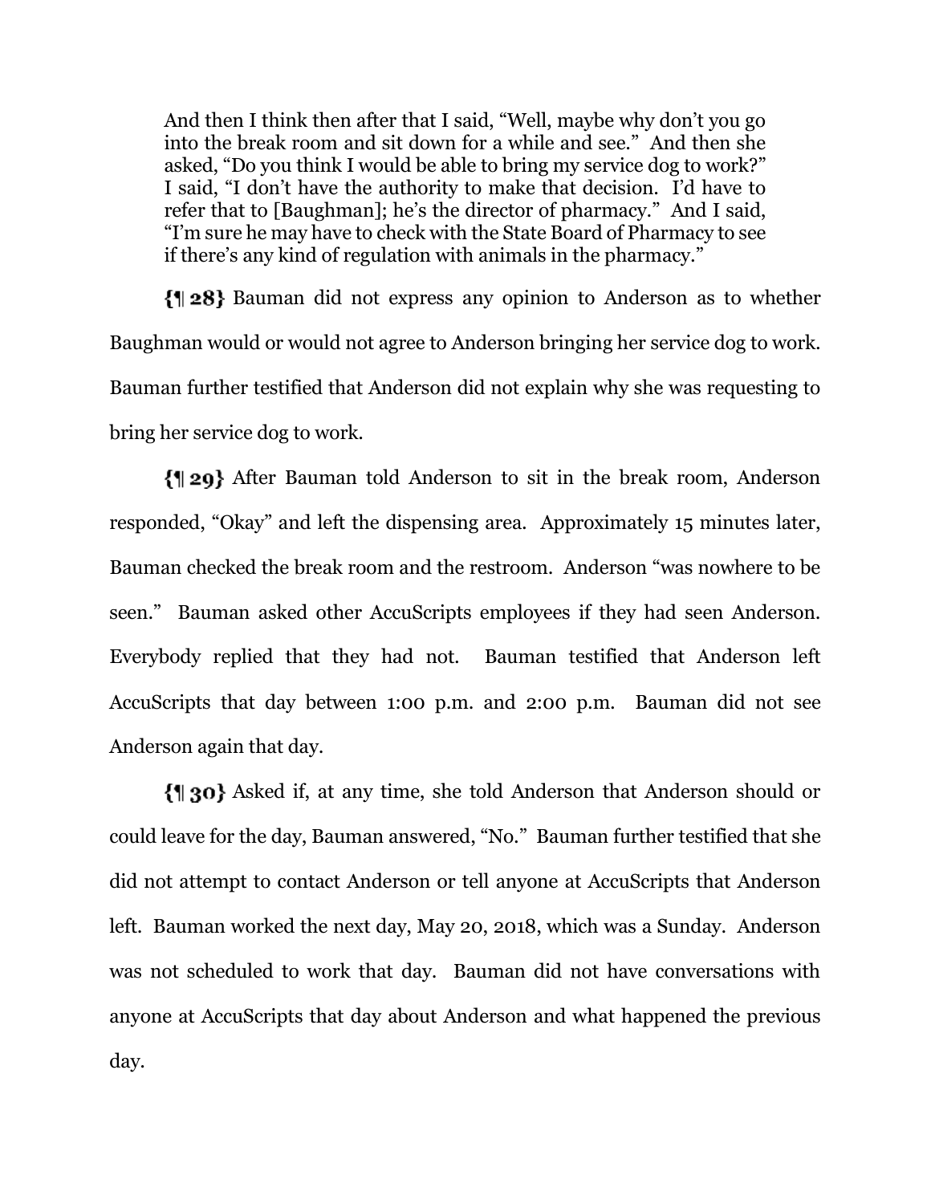> And then I think then after that I said, "Well, maybe why don't you go into the break room and sit down for a while and see." And then she asked, "Do you think I would be able to bring my service dog to work?" I said, "I don't have the authority to make that decision. I'd have to refer that to [Baughman]; he's the director of pharmacy." And I said, "I'm sure he may have to check with the State Board of Pharmacy to see if there's any kind of regulation with animals in the pharmacy."

{¶ 28} Bauman did not express any opinion to Anderson as to whether Baughman would or would not agree to Anderson bringing her service dog to work. Bauman further testified that Anderson did not explain why she was requesting to bring her service dog to work.

{¶ 29} After Bauman told Anderson to sit in the break room, Anderson responded, "Okay" and left the dispensing area. Approximately 15 minutes later, Bauman checked the break room and the restroom. Anderson "was nowhere to be seen." Bauman asked other AccuScripts employees if they had seen Anderson. Everybody replied that they had not. Bauman testified that Anderson left AccuScripts that day between 1:00 p.m. and 2:00 p.m. Bauman did not see Anderson again that day.

{¶ 30} Asked if, at any time, she told Anderson that Anderson should or could leave for the day, Bauman answered, "No." Bauman further testified that she did not attempt to contact Anderson or tell anyone at AccuScripts that Anderson left. Bauman worked the next day, May 20, 2018, which was a Sunday. Anderson was not scheduled to work that day. Bauman did not have conversations with anyone at AccuScripts that day about Anderson and what happened the previous day.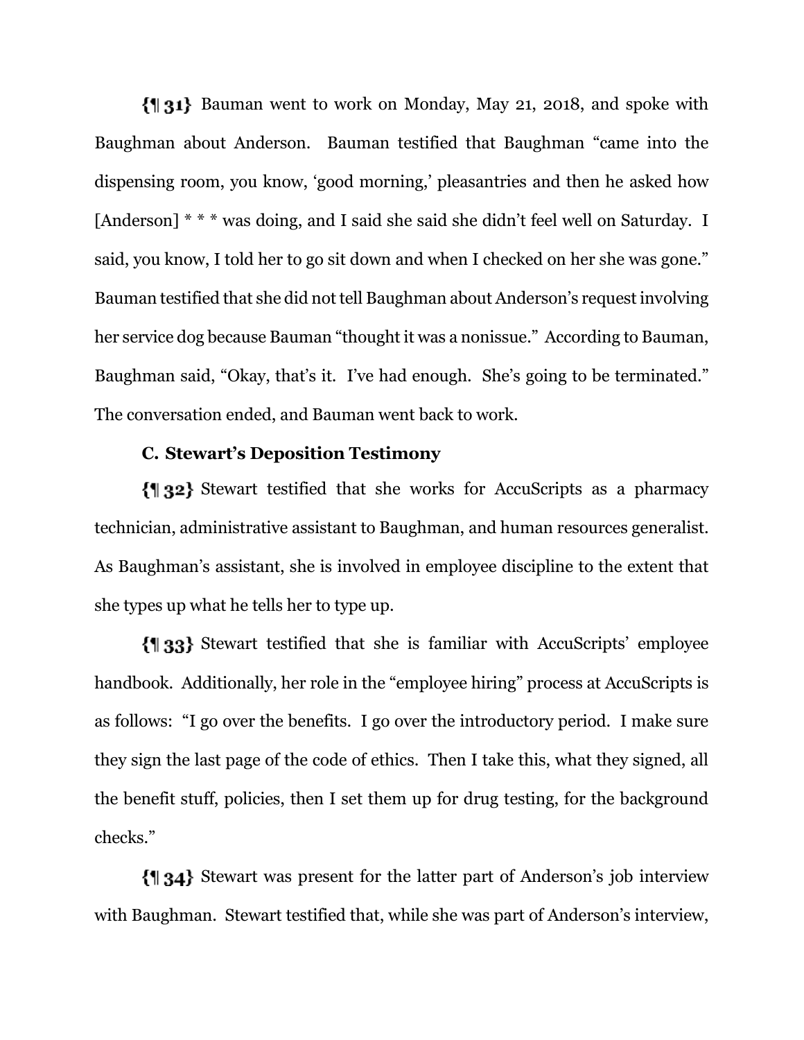{¶ 31} Bauman went to work on Monday, May 21, 2018, and spoke with Baughman about Anderson. Bauman testified that Baughman "came into the dispensing room, you know, 'good morning,' pleasantries and then he asked how [Anderson] * * * was doing, and I said she said she didn't feel well on Saturday. I said, you know, I told her to go sit down and when I checked on her she was gone." Bauman testified that she did not tell Baughman about Anderson's request involving her service dog because Bauman "thought it was a nonissue." According to Bauman, Baughman said, "Okay, that's it. I've had enough. She's going to be terminated." The conversation ended, and Bauman went back to work.

**C. Stewart's Deposition Testimony**

{¶ 32} Stewart testified that she works for AccuScripts as a pharmacy technician, administrative assistant to Baughman, and human resources generalist. As Baughman's assistant, she is involved in employee discipline to the extent that she types up what he tells her to type up.

{¶ 33} Stewart testified that she is familiar with AccuScripts' employee handbook. Additionally, her role in the "employee hiring" process at AccuScripts is as follows: "I go over the benefits. I go over the introductory period. I make sure they sign the last page of the code of ethics. Then I take this, what they signed, all the benefit stuff, policies, then I set them up for drug testing, for the background checks."

{¶ 34} Stewart was present for the latter part of Anderson's job interview with Baughman. Stewart testified that, while she was part of Anderson's interview,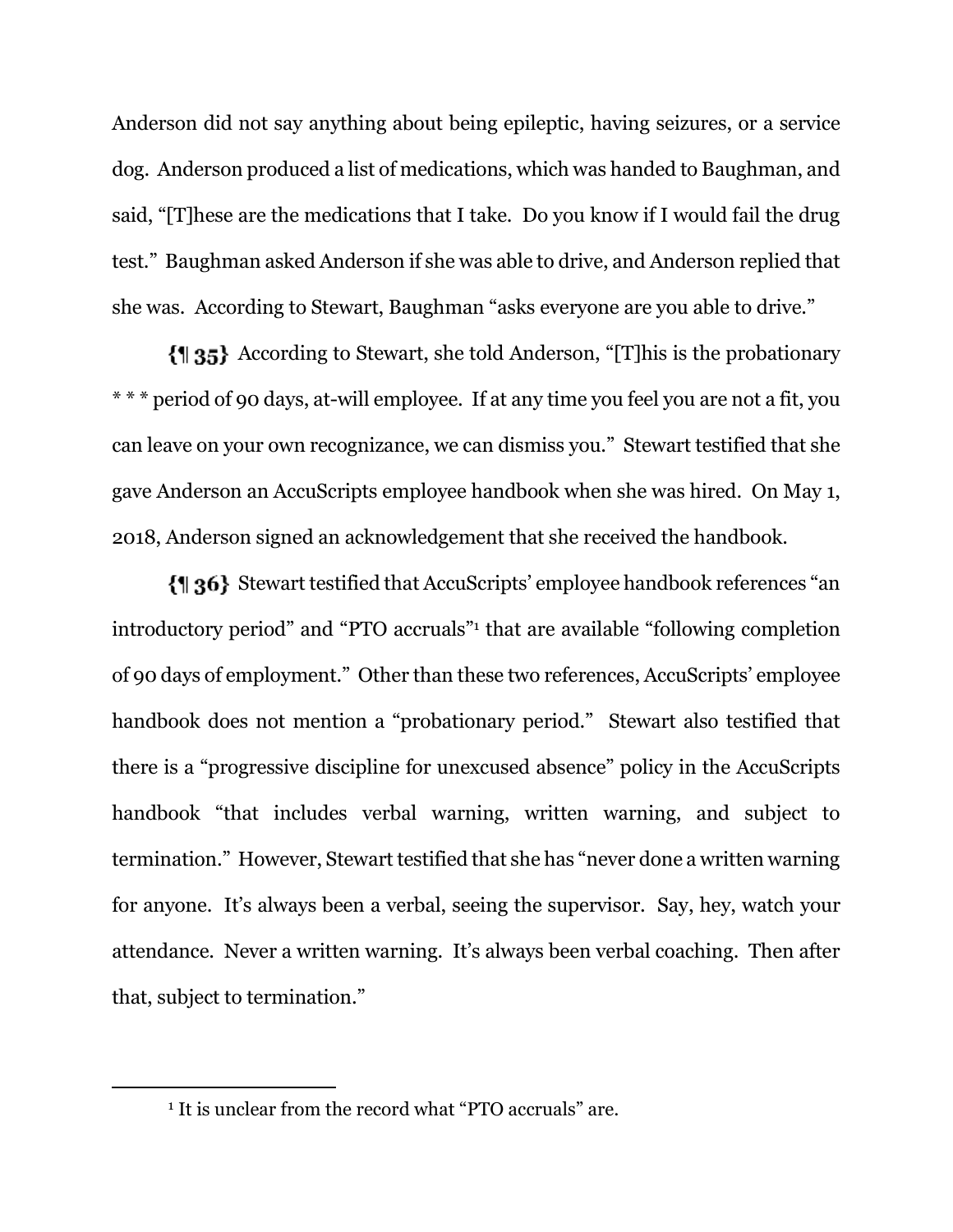Anderson did not say anything about being epileptic, having seizures, or a service dog. Anderson produced a list of medications, which was handed to Baughman, and said, "[T]hese are the medications that I take. Do you know if I would fail the drug test." Baughman asked Anderson if she was able to drive, and Anderson replied that she was. According to Stewart, Baughman "asks everyone are you able to drive."

**{¶ 35}** According to Stewart, she told Anderson, "[T]his is the probationary * * * period of 90 days, at-will employee. If at any time you feel you are not a fit, you can leave on your own recognizance, we can dismiss you." Stewart testified that she gave Anderson an AccuScripts employee handbook when she was hired. On May 1, 2018, Anderson signed an acknowledgement that she received the handbook.

**{¶ 36}** Stewart testified that AccuScripts' employee handbook references "an introductory period" and "PTO accruals"[1] that are available "following completion of 90 days of employment." Other than these two references, AccuScripts' employee handbook does not mention a "probationary period." Stewart also testified that there is a "progressive discipline for unexcused absence" policy in the AccuScripts handbook "that includes verbal warning, written warning, and subject to termination." However, Stewart testified that she has "never done a written warning for anyone. It's always been a verbal, seeing the supervisor. Say, hey, watch your attendance. Never a written warning. It's always been verbal coaching. Then after that, subject to termination."

[1] It is unclear from the record what "PTO accruals" are.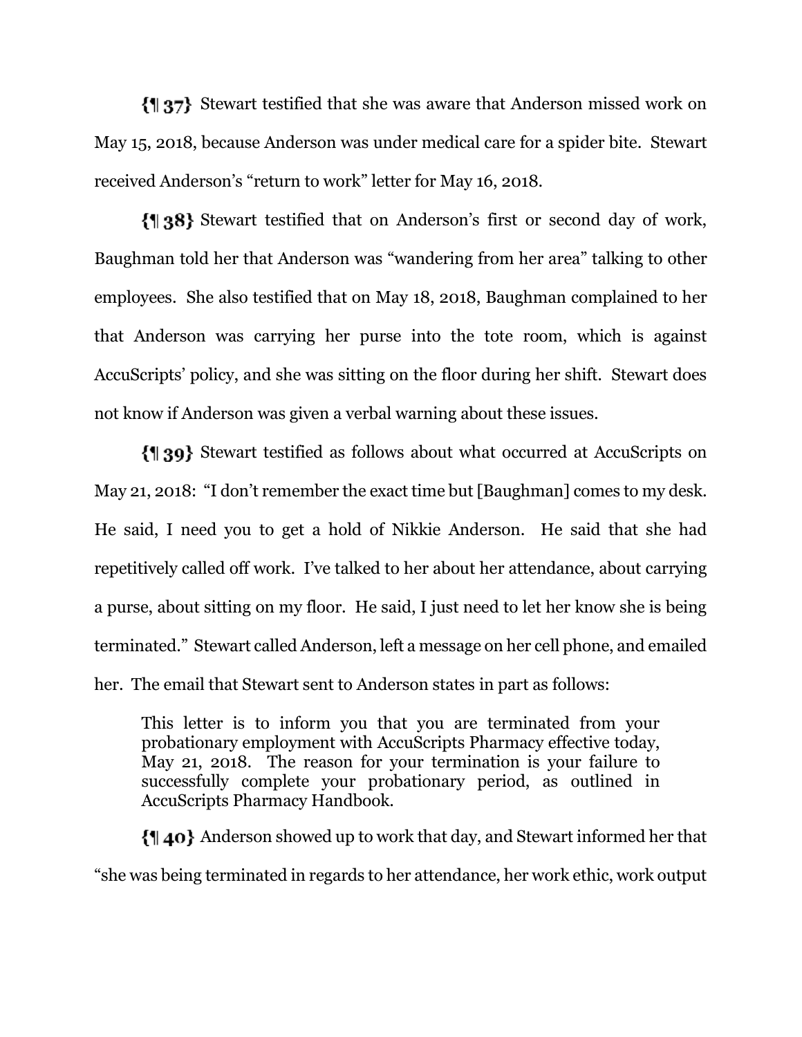{¶ 37} Stewart testified that she was aware that Anderson missed work on May 15, 2018, because Anderson was under medical care for a spider bite. Stewart received Anderson's "return to work" letter for May 16, 2018.

{¶ 38} Stewart testified that on Anderson's first or second day of work, Baughman told her that Anderson was "wandering from her area" talking to other employees. She also testified that on May 18, 2018, Baughman complained to her that Anderson was carrying her purse into the tote room, which is against AccuScripts' policy, and she was sitting on the floor during her shift. Stewart does not know if Anderson was given a verbal warning about these issues.

{¶ 39} Stewart testified as follows about what occurred at AccuScripts on May 21, 2018: "I don't remember the exact time but [Baughman] comes to my desk. He said, I need you to get a hold of Nikkie Anderson. He said that she had repetitively called off work. I've talked to her about her attendance, about carrying a purse, about sitting on my floor. He said, I just need to let her know she is being terminated." Stewart called Anderson, left a message on her cell phone, and emailed her. The email that Stewart sent to Anderson states in part as follows:

> This letter is to inform you that you are terminated from your probationary employment with AccuScripts Pharmacy effective today, May 21, 2018. The reason for your termination is your failure to successfully complete your probationary period, as outlined in AccuScripts Pharmacy Handbook.

{¶ 40} Anderson showed up to work that day, and Stewart informed her that "she was being terminated in regards to her attendance, her work ethic, work output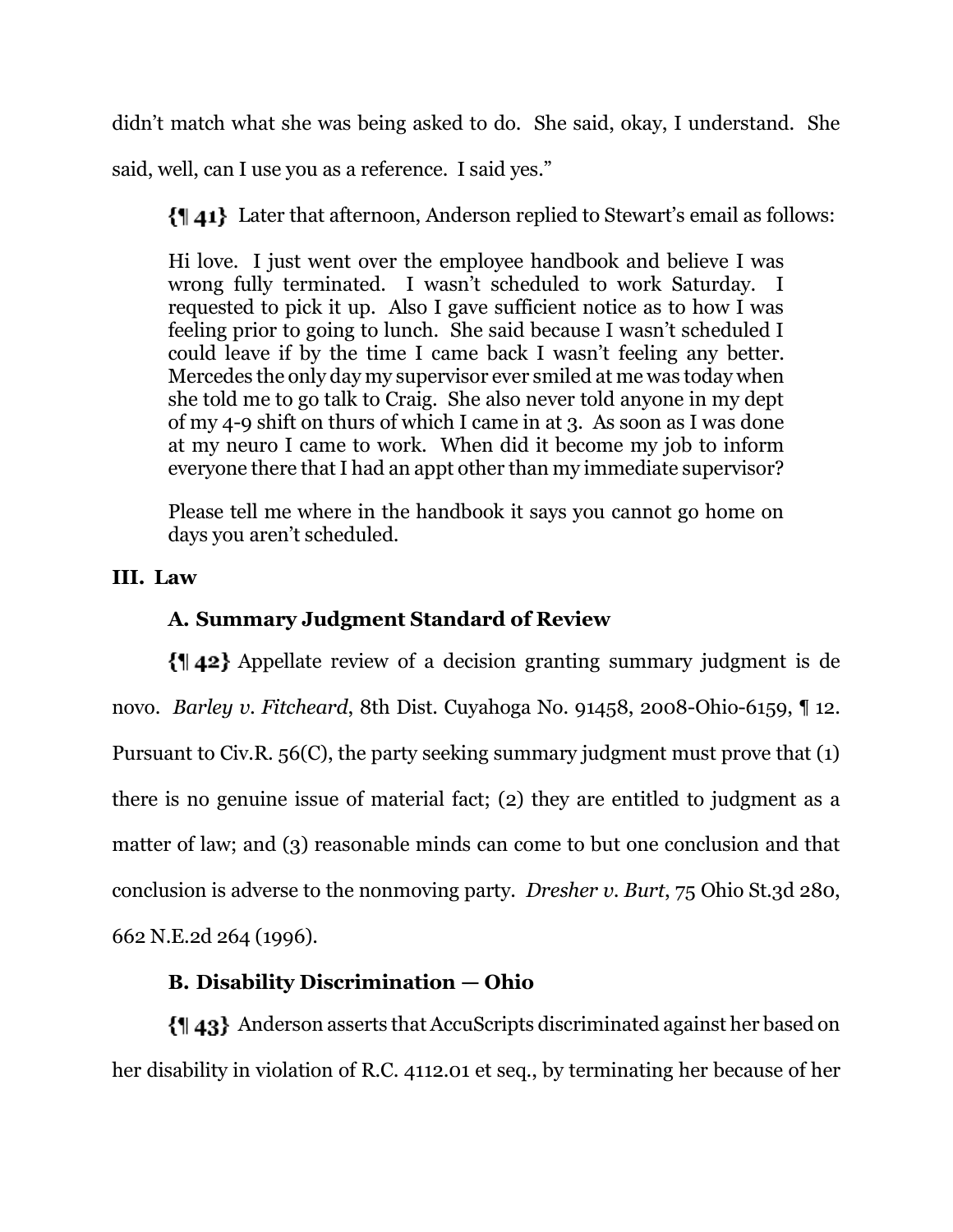didn't match what she was being asked to do. She said, okay, I understand. She said, well, can I use you as a reference. I said yes."

{¶ 41} Later that afternoon, Anderson replied to Stewart's email as follows:

> Hi love. I just went over the employee handbook and believe I was wrong fully terminated. I wasn't scheduled to work Saturday. I requested to pick it up. Also I gave sufficient notice as to how I was feeling prior to going to lunch. She said because I wasn't scheduled I could leave if by the time I came back I wasn't feeling any better. Mercedes the only day my supervisor ever smiled at me was today when she told me to go talk to Craig. She also never told anyone in my dept of my 4-9 shift on thurs of which I came in at 3. As soon as I was done at my neuro I came to work. When did it become my job to inform everyone there that I had an appt other than my immediate supervisor?
>
> Please tell me where in the handbook it says you cannot go home on days you aren't scheduled.

## III. Law

### A. Summary Judgment Standard of Review

{¶ 42} Appellate review of a decision granting summary judgment is de novo. *Barley v. Fitcheard*, 8th Dist. Cuyahoga No. 91458, 2008-Ohio-6159, ¶ 12. Pursuant to Civ.R. 56(C), the party seeking summary judgment must prove that (1) there is no genuine issue of material fact; (2) they are entitled to judgment as a matter of law; and (3) reasonable minds can come to but one conclusion and that conclusion is adverse to the nonmoving party. *Dresher v. Burt*, 75 Ohio St.3d 280, 662 N.E.2d 264 (1996).

### B. Disability Discrimination — Ohio

{¶ 43} Anderson asserts that AccuScripts discriminated against her based on her disability in violation of R.C. 4112.01 et seq., by terminating her because of her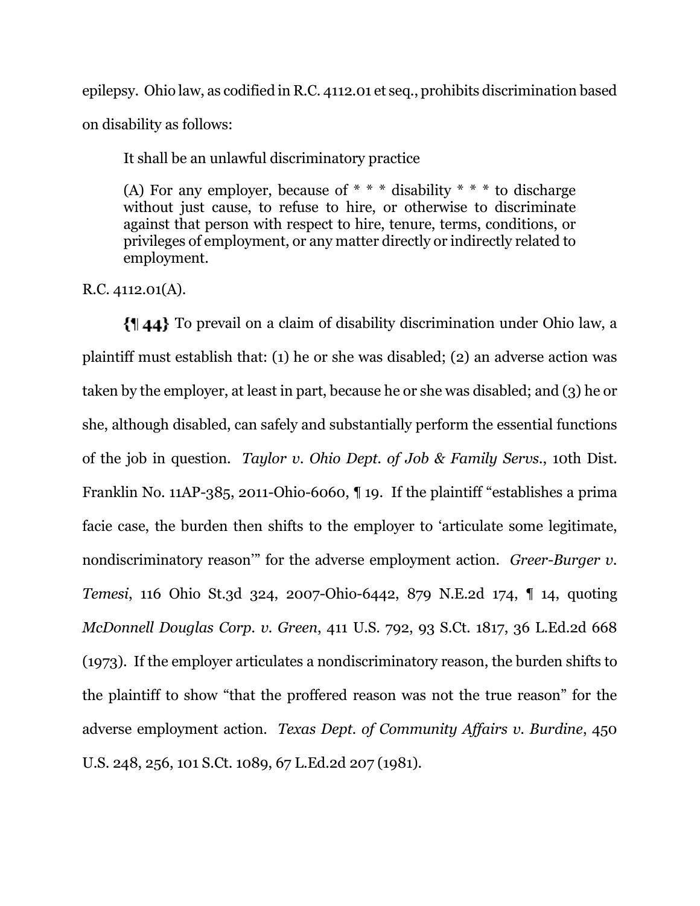epilepsy. Ohio law, as codified in R.C. 4112.01 et seq., prohibits discrimination based on disability as follows:

> It shall be an unlawful discriminatory practice
>
> (A) For any employer, because of * * * disability * * * to discharge without just cause, to refuse to hire, or otherwise to discriminate against that person with respect to hire, tenure, terms, conditions, or privileges of employment, or any matter directly or indirectly related to employment.

R.C. 4112.01(A).

**{¶ 44}** To prevail on a claim of disability discrimination under Ohio law, a plaintiff must establish that: (1) he or she was disabled; (2) an adverse action was taken by the employer, at least in part, because he or she was disabled; and (3) he or she, although disabled, can safely and substantially perform the essential functions of the job in question. *Taylor v. Ohio Dept. of Job & Family Servs.*, 10th Dist. Franklin No. 11AP-385, 2011-Ohio-6060, ¶ 19. If the plaintiff "establishes a prima facie case, the burden then shifts to the employer to 'articulate some legitimate, nondiscriminatory reason'" for the adverse employment action. *Greer-Burger v. Temesi*, 116 Ohio St.3d 324, 2007-Ohio-6442, 879 N.E.2d 174, ¶ 14, quoting *McDonnell Douglas Corp. v. Green*, 411 U.S. 792, 93 S.Ct. 1817, 36 L.Ed.2d 668 (1973). If the employer articulates a nondiscriminatory reason, the burden shifts to the plaintiff to show "that the proffered reason was not the true reason" for the adverse employment action. *Texas Dept. of Community Affairs v. Burdine*, 450 U.S. 248, 256, 101 S.Ct. 1089, 67 L.Ed.2d 207 (1981).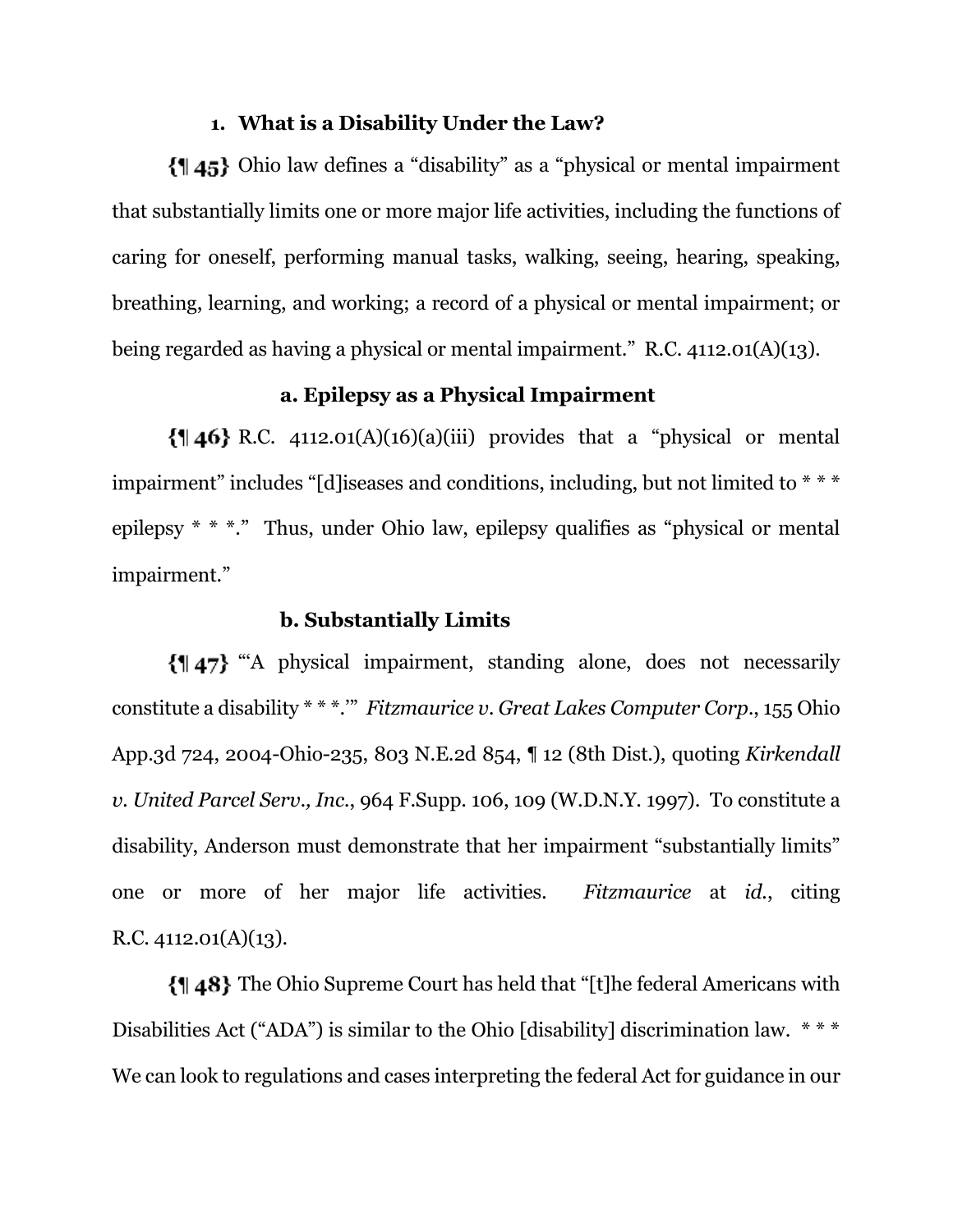### 1. What is a Disability Under the Law?

{¶ 45} Ohio law defines a "disability" as a "physical or mental impairment that substantially limits one or more major life activities, including the functions of caring for oneself, performing manual tasks, walking, seeing, hearing, speaking, breathing, learning, and working; a record of a physical or mental impairment; or being regarded as having a physical or mental impairment." R.C. 4112.01(A)(13).

#### a. Epilepsy as a Physical Impairment

{¶ 46} R.C. 4112.01(A)(16)(a)(iii) provides that a "physical or mental impairment" includes "[d]iseases and conditions, including, but not limited to * * * epilepsy * * *." Thus, under Ohio law, epilepsy qualifies as "physical or mental impairment."

#### b. Substantially Limits

{¶ 47} "'A physical impairment, standing alone, does not necessarily constitute a disability * * *.'" *Fitzmaurice v. Great Lakes Computer Corp.*, 155 Ohio App.3d 724, 2004-Ohio-235, 803 N.E.2d 854, ¶ 12 (8th Dist.), quoting *Kirkendall v. United Parcel Serv., Inc.*, 964 F.Supp. 106, 109 (W.D.N.Y. 1997). To constitute a disability, Anderson must demonstrate that her impairment "substantially limits" one or more of her major life activities. *Fitzmaurice* at *id.*, citing R.C. 4112.01(A)(13).

{¶ 48} The Ohio Supreme Court has held that "[t]he federal Americans with Disabilities Act ("ADA") is similar to the Ohio [disability] discrimination law. * * * We can look to regulations and cases interpreting the federal Act for guidance in our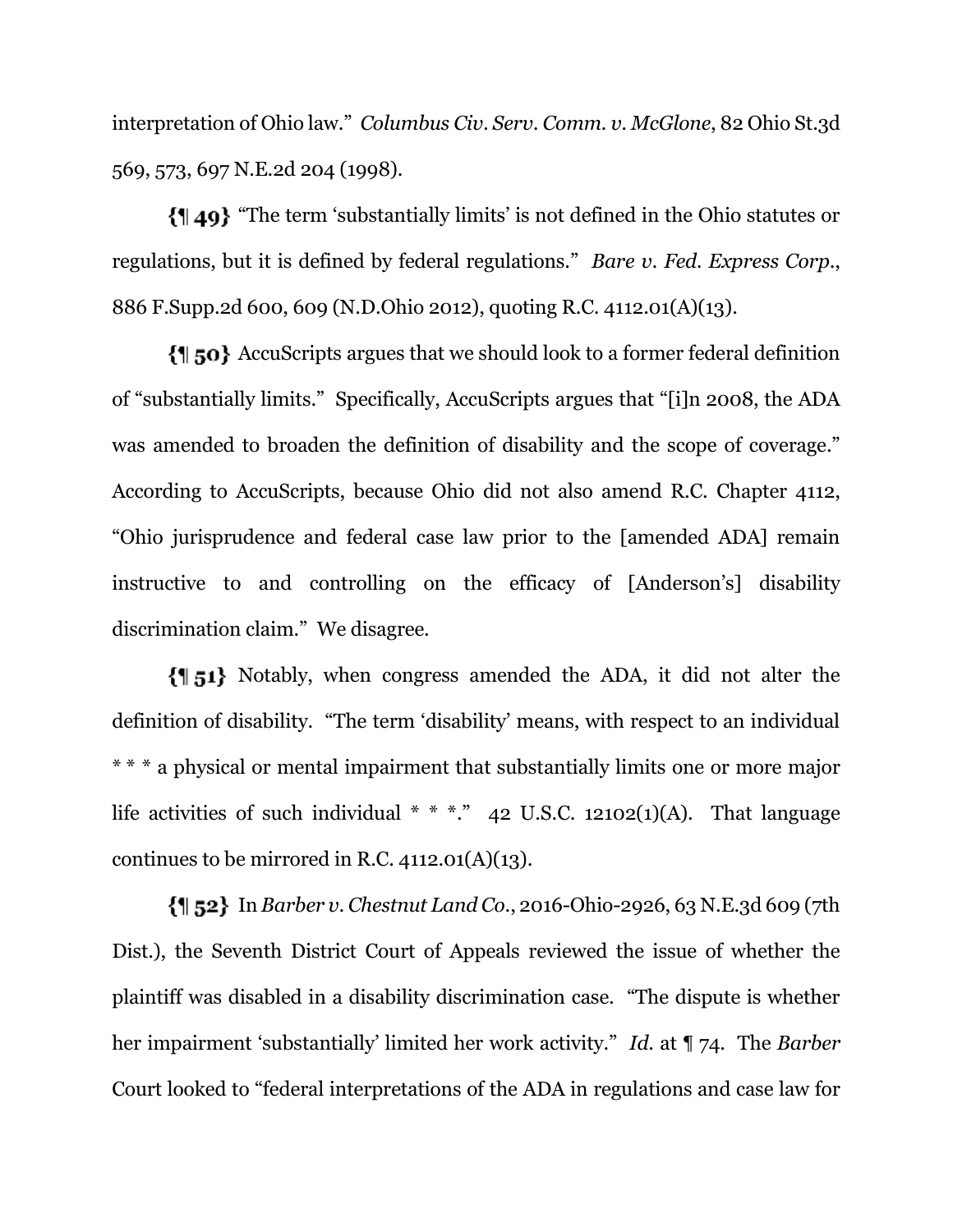interpretation of Ohio law." *Columbus Civ. Serv. Comm. v. McGlone*, 82 Ohio St.3d 569, 573, 697 N.E.2d 204 (1998).

**{¶ 49}** "The term 'substantially limits' is not defined in the Ohio statutes or regulations, but it is defined by federal regulations." *Bare v. Fed. Express Corp.*, 886 F.Supp.2d 600, 609 (N.D.Ohio 2012), quoting R.C. 4112.01(A)(13).

**{¶ 50}** AccuScripts argues that we should look to a former federal definition of "substantially limits." Specifically, AccuScripts argues that "[i]n 2008, the ADA was amended to broaden the definition of disability and the scope of coverage." According to AccuScripts, because Ohio did not also amend R.C. Chapter 4112, "Ohio jurisprudence and federal case law prior to the [amended ADA] remain instructive to and controlling on the efficacy of [Anderson's] disability discrimination claim." We disagree.

**{¶ 51}** Notably, when congress amended the ADA, it did not alter the definition of disability. "The term 'disability' means, with respect to an individual * * * a physical or mental impairment that substantially limits one or more major life activities of such individual * * *." 42 U.S.C. 12102(1)(A). That language continues to be mirrored in R.C. 4112.01(A)(13).

**{¶ 52}** In *Barber v. Chestnut Land Co.*, 2016-Ohio-2926, 63 N.E.3d 609 (7th Dist.), the Seventh District Court of Appeals reviewed the issue of whether the plaintiff was disabled in a disability discrimination case. "The dispute is whether her impairment 'substantially' limited her work activity." *Id.* at ¶ 74. The *Barber* Court looked to "federal interpretations of the ADA in regulations and case law for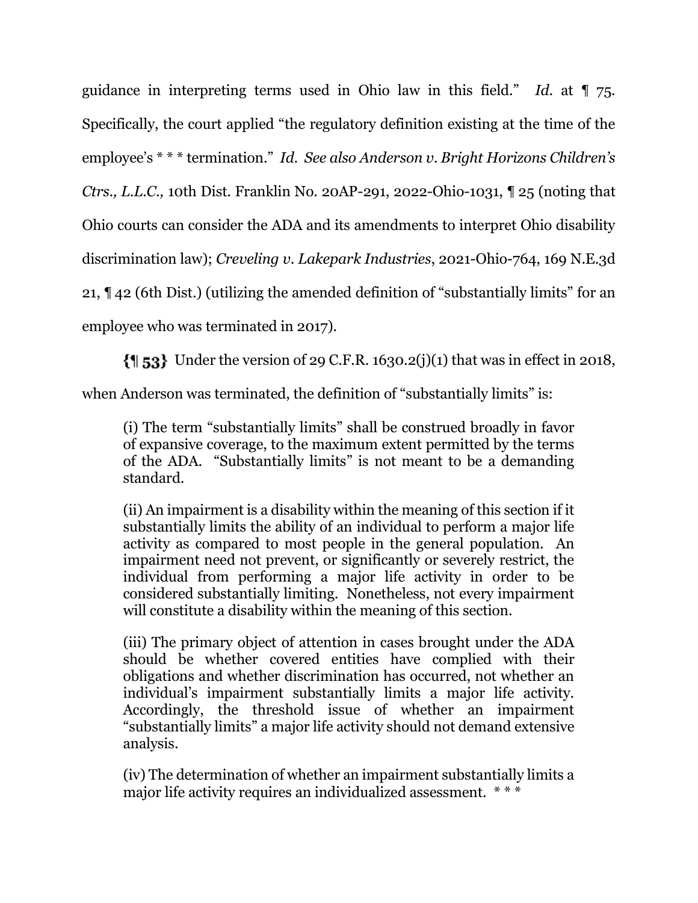guidance in interpreting terms used in Ohio law in this field." *Id.* at ¶ 75. Specifically, the court applied "the regulatory definition existing at the time of the employee's * * * termination." *Id. See also Anderson v. Bright Horizons Children's Ctrs., L.L.C.,* 10th Dist. Franklin No. 20AP-291, 2022-Ohio-1031, ¶ 25 (noting that Ohio courts can consider the ADA and its amendments to interpret Ohio disability discrimination law); *Creveling v. Lakepark Industries*, 2021-Ohio-764, 169 N.E.3d 21, ¶ 42 (6th Dist.) (utilizing the amended definition of "substantially limits" for an employee who was terminated in 2017).

**{¶ 53}** Under the version of 29 C.F.R. 1630.2(j)(1) that was in effect in 2018, when Anderson was terminated, the definition of "substantially limits" is:

> (i) The term "substantially limits" shall be construed broadly in favor of expansive coverage, to the maximum extent permitted by the terms of the ADA. "Substantially limits" is not meant to be a demanding standard.
>
> (ii) An impairment is a disability within the meaning of this section if it substantially limits the ability of an individual to perform a major life activity as compared to most people in the general population. An impairment need not prevent, or significantly or severely restrict, the individual from performing a major life activity in order to be considered substantially limiting. Nonetheless, not every impairment will constitute a disability within the meaning of this section.
>
> (iii) The primary object of attention in cases brought under the ADA should be whether covered entities have complied with their obligations and whether discrimination has occurred, not whether an individual's impairment substantially limits a major life activity. Accordingly, the threshold issue of whether an impairment "substantially limits" a major life activity should not demand extensive analysis.
>
> (iv) The determination of whether an impairment substantially limits a major life activity requires an individualized assessment. * * *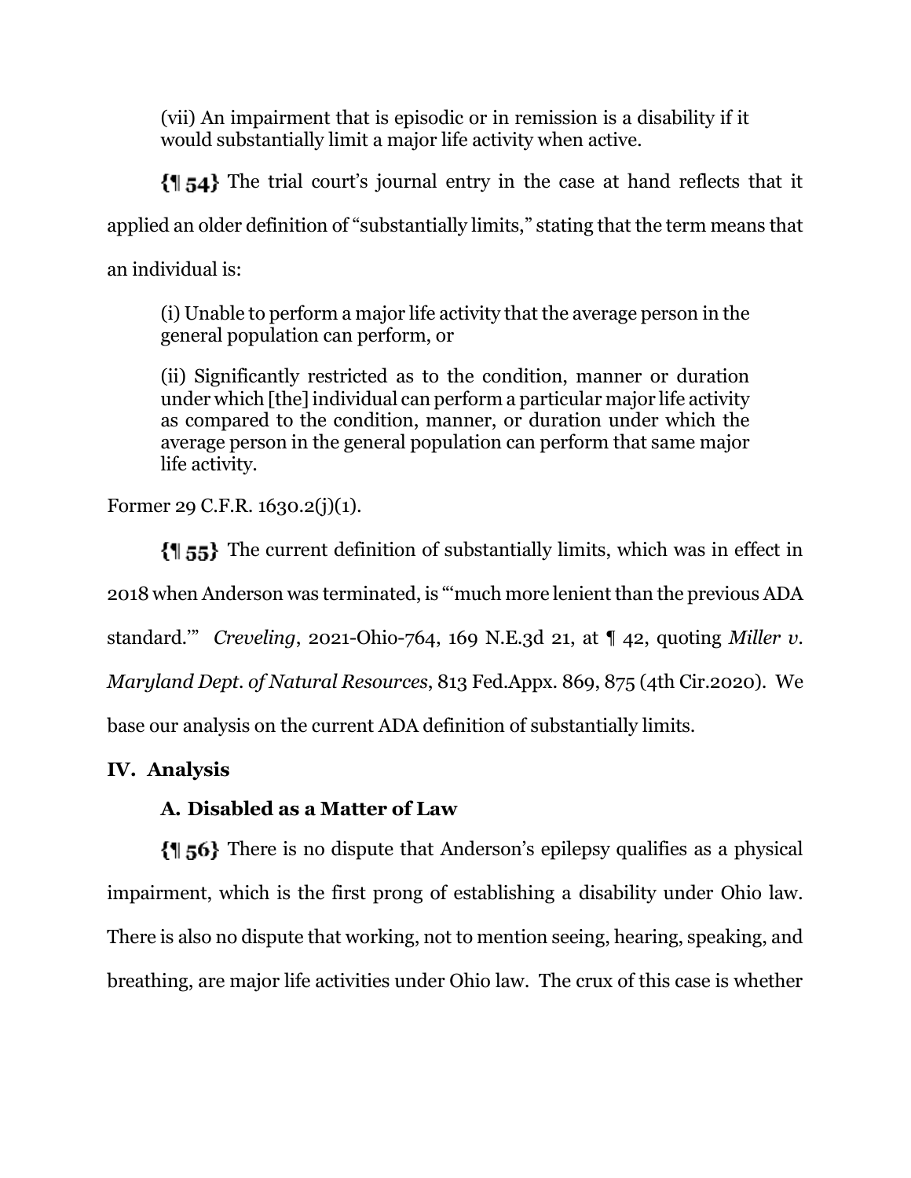(vii) An impairment that is episodic or in remission is a disability if it would substantially limit a major life activity when active.

{¶ 54} The trial court's journal entry in the case at hand reflects that it applied an older definition of "substantially limits," stating that the term means that an individual is:

> (i) Unable to perform a major life activity that the average person in the general population can perform, or
>
> (ii) Significantly restricted as to the condition, manner or duration under which [the] individual can perform a particular major life activity as compared to the condition, manner, or duration under which the average person in the general population can perform that same major life activity.

Former 29 C.F.R. 1630.2(j)(1).

{¶ 55} The current definition of substantially limits, which was in effect in 2018 when Anderson was terminated, is "'much more lenient than the previous ADA standard.'" *Creveling*, 2021-Ohio-764, 169 N.E.3d 21, at ¶ 42, quoting *Miller v. Maryland Dept. of Natural Resources*, 813 Fed.Appx. 869, 875 (4th Cir.2020). We base our analysis on the current ADA definition of substantially limits.

## IV. Analysis

### A. Disabled as a Matter of Law

{¶ 56} There is no dispute that Anderson's epilepsy qualifies as a physical impairment, which is the first prong of establishing a disability under Ohio law. There is also no dispute that working, not to mention seeing, hearing, speaking, and breathing, are major life activities under Ohio law. The crux of this case is whether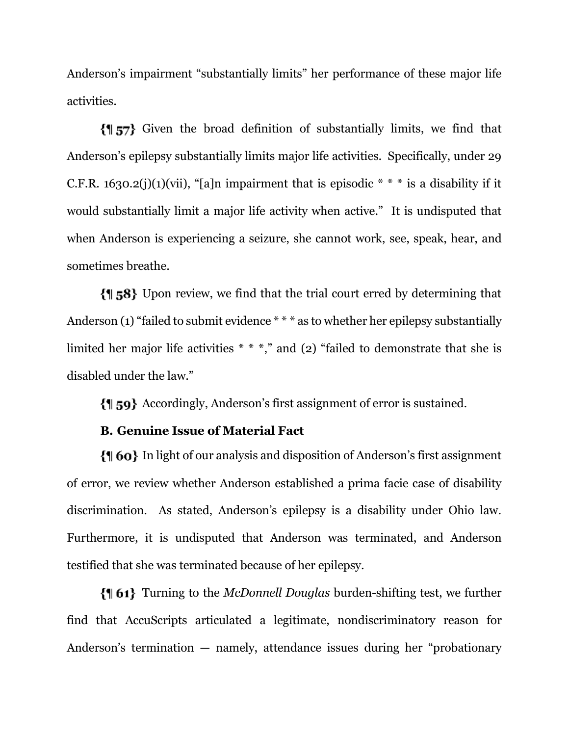Anderson's impairment "substantially limits" her performance of these major life activities.

{¶ 57} Given the broad definition of substantially limits, we find that Anderson's epilepsy substantially limits major life activities. Specifically, under 29 C.F.R. 1630.2(j)(1)(vii), "[a]n impairment that is episodic * * * is a disability if it would substantially limit a major life activity when active." It is undisputed that when Anderson is experiencing a seizure, she cannot work, see, speak, hear, and sometimes breathe.

{¶ 58} Upon review, we find that the trial court erred by determining that Anderson (1) "failed to submit evidence * * * as to whether her epilepsy substantially limited her major life activities * * *," and (2) "failed to demonstrate that she is disabled under the law."

{¶ 59} Accordingly, Anderson's first assignment of error is sustained.

**B. Genuine Issue of Material Fact**

{¶ 60} In light of our analysis and disposition of Anderson's first assignment of error, we review whether Anderson established a prima facie case of disability discrimination. As stated, Anderson's epilepsy is a disability under Ohio law. Furthermore, it is undisputed that Anderson was terminated, and Anderson testified that she was terminated because of her epilepsy.

{¶ 61} Turning to the *McDonnell Douglas* burden-shifting test, we further find that AccuScripts articulated a legitimate, nondiscriminatory reason for Anderson's termination — namely, attendance issues during her "probationary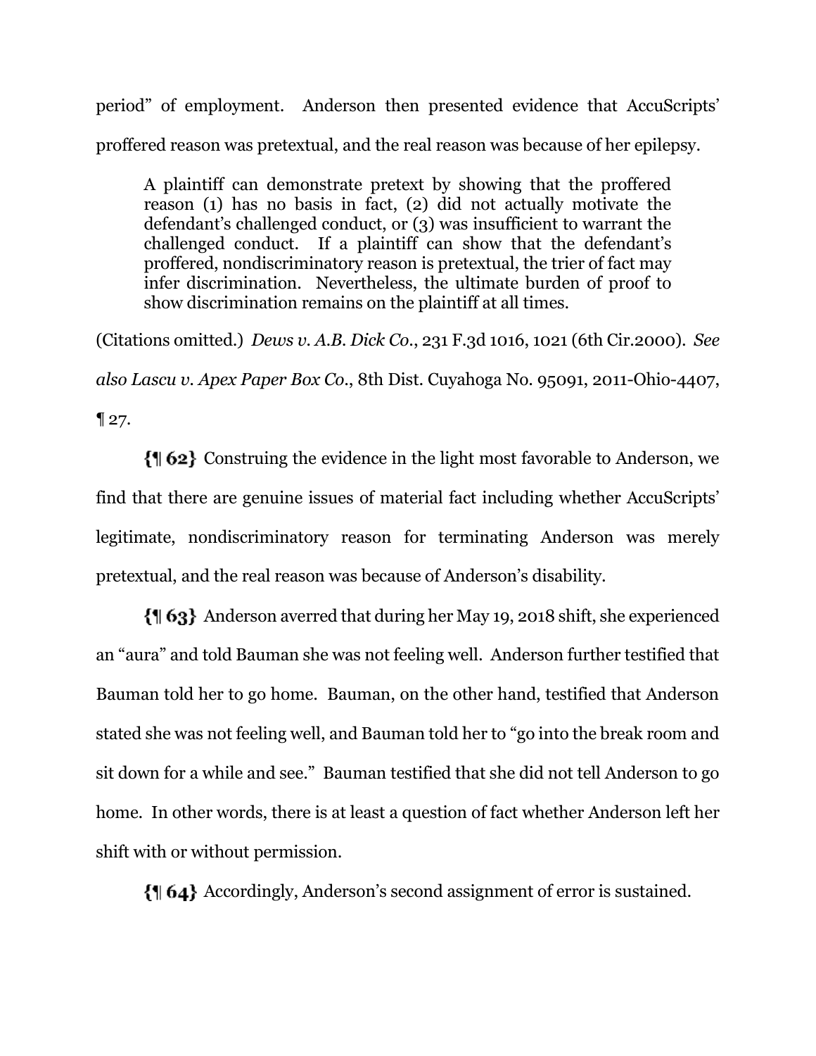period" of employment. Anderson then presented evidence that AccuScripts' proffered reason was pretextual, and the real reason was because of her epilepsy.

> A plaintiff can demonstrate pretext by showing that the proffered reason (1) has no basis in fact, (2) did not actually motivate the defendant's challenged conduct, or (3) was insufficient to warrant the challenged conduct. If a plaintiff can show that the defendant's proffered, nondiscriminatory reason is pretextual, the trier of fact may infer discrimination. Nevertheless, the ultimate burden of proof to show discrimination remains on the plaintiff at all times.

(Citations omitted.) *Dews v. A.B. Dick Co.*, 231 F.3d 1016, 1021 (6th Cir.2000). *See also Lascu v. Apex Paper Box Co.*, 8th Dist. Cuyahoga No. 95091, 2011-Ohio-4407, ¶ 27.

**{¶ 62}** Construing the evidence in the light most favorable to Anderson, we find that there are genuine issues of material fact including whether AccuScripts' legitimate, nondiscriminatory reason for terminating Anderson was merely pretextual, and the real reason was because of Anderson's disability.

**{¶ 63}** Anderson averred that during her May 19, 2018 shift, she experienced an "aura" and told Bauman she was not feeling well. Anderson further testified that Bauman told her to go home. Bauman, on the other hand, testified that Anderson stated she was not feeling well, and Bauman told her to "go into the break room and sit down for a while and see." Bauman testified that she did not tell Anderson to go home. In other words, there is at least a question of fact whether Anderson left her shift with or without permission.

**{¶ 64}** Accordingly, Anderson's second assignment of error is sustained.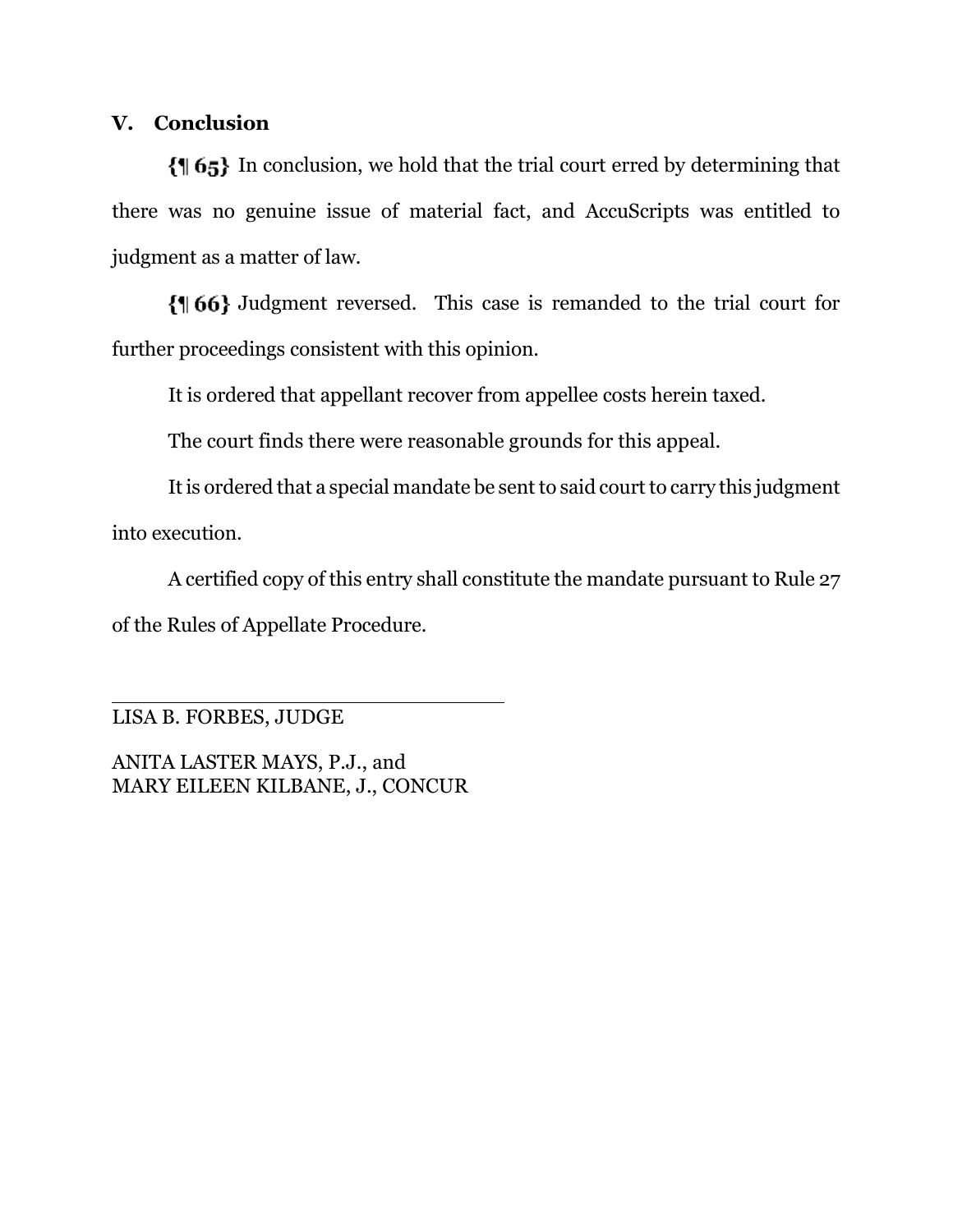## V. Conclusion

{¶ 65} In conclusion, we hold that the trial court erred by determining that there was no genuine issue of material fact, and AccuScripts was entitled to judgment as a matter of law.

{¶ 66} Judgment reversed. This case is remanded to the trial court for further proceedings consistent with this opinion.

It is ordered that appellant recover from appellee costs herein taxed.

The court finds there were reasonable grounds for this appeal.

It is ordered that a special mandate be sent to said court to carry this judgment into execution.

A certified copy of this entry shall constitute the mandate pursuant to Rule 27 of the Rules of Appellate Procedure.

______________________________
LISA B. FORBES, JUDGE

ANITA LASTER MAYS, P.J., and
MARY EILEEN KILBANE, J., CONCUR